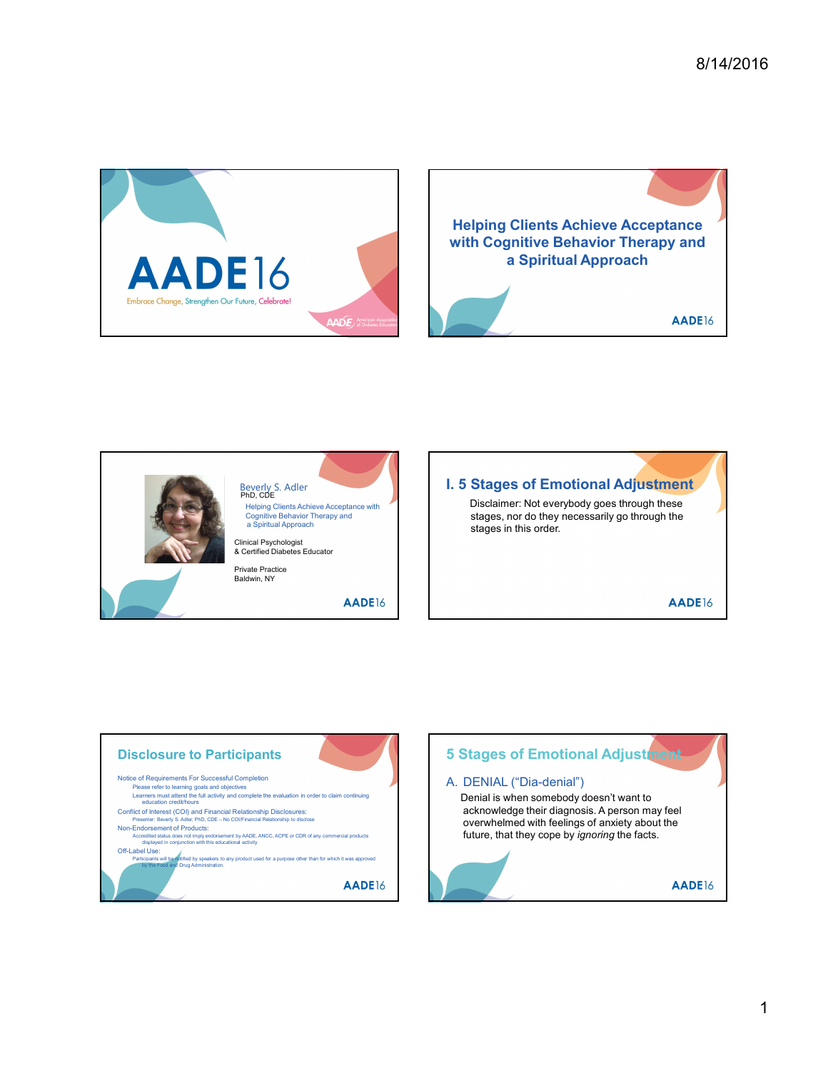# AADE16

Embrace Change, Strengthen Our Future, Celebrate!

---

## Helping Clients Achieve Acceptance with Cognitive Behavior Therapy and a Spiritual Approach

AADE16

---

Beverly S. Adler
PhD, CDE

Helping Clients Achieve Acceptance with Cognitive Behavior Therapy and a Spiritual Approach

Clinical Psychologist
& Certified Diabetes Educator

Private Practice
Baldwin, NY

AADE16

---

## I. 5 Stages of Emotional Adjustment

Disclaimer: Not everybody goes through these stages, nor do they necessarily go through the stages in this order.

AADE16

---

## Disclosure to Participants

- Notice of Requirements For Successful Completion
  - Please refer to learning goals and objectives
  - Learners must attend the full activity and complete the evaluation in order to claim continuing education credit/hours
- Conflict of Interest (COI) and Financial Relationship Disclosures:
  - Presenter: Beverly S. Adler, PhD, CDE – No COI/Financial Relationship to disclose
- Non-Endorsement of Products:
  - Accredited status does not imply endorsement by AADE, ANCC, ACPE or CDR of any commercial products displayed in conjunction with this educational activity
- Off-Label Use:
  - Participants will be notified by speakers to any product used for a purpose other than for which it was approved by the Food and Drug Administration.

AADE16

---

## 5 Stages of Emotional Adjustment

A. DENIAL ("Dia-denial")

Denial is when somebody doesn't want to acknowledge their diagnosis. A person may feel overwhelmed with feelings of anxiety about the future, that they cope by *ignoring* the facts.

AADE16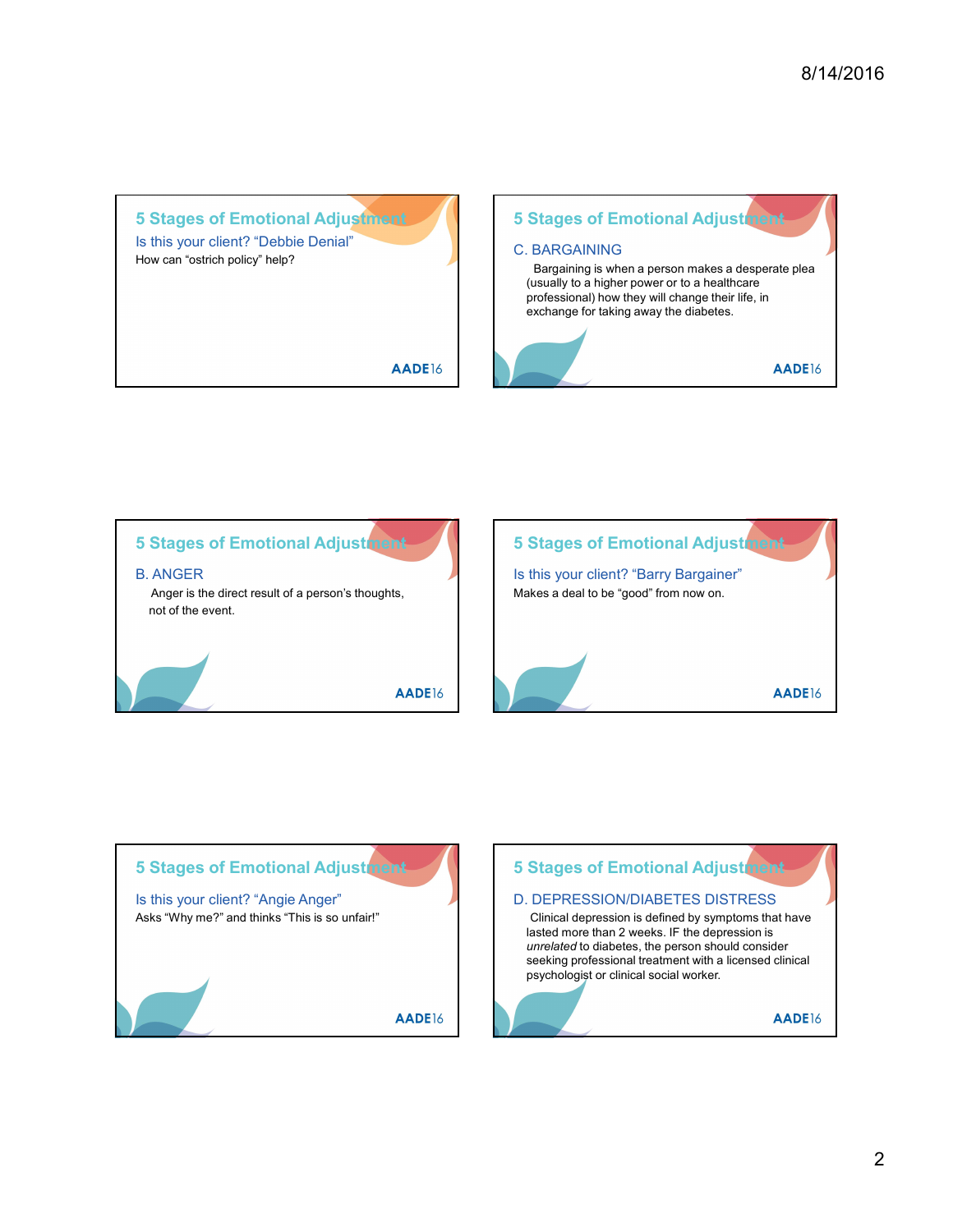## 5 Stages of Emotional Adjustment

### Is this your client? "Debbie Denial"

How can "ostrich policy" help?

AADE16

## 5 Stages of Emotional Adjustment

### C. BARGAINING

Bargaining is when a person makes a desperate plea (usually to a higher power or to a healthcare professional) how they will change their life, in exchange for taking away the diabetes.

AADE16

## 5 Stages of Emotional Adjustment

### B. ANGER

Anger is the direct result of a person's thoughts, not of the event.

AADE16

## 5 Stages of Emotional Adjustment

### Is this your client? "Barry Bargainer"

Makes a deal to be "good" from now on.

AADE16

## 5 Stages of Emotional Adjustment

### Is this your client? "Angie Anger"

Asks "Why me?" and thinks "This is so unfair!"

AADE16

## 5 Stages of Emotional Adjustment

### D. DEPRESSION/DIABETES DISTRESS

Clinical depression is defined by symptoms that have lasted more than 2 weeks. IF the depression is *unrelated* to diabetes, the person should consider seeking professional treatment with a licensed clinical psychologist or clinical social worker.

AADE16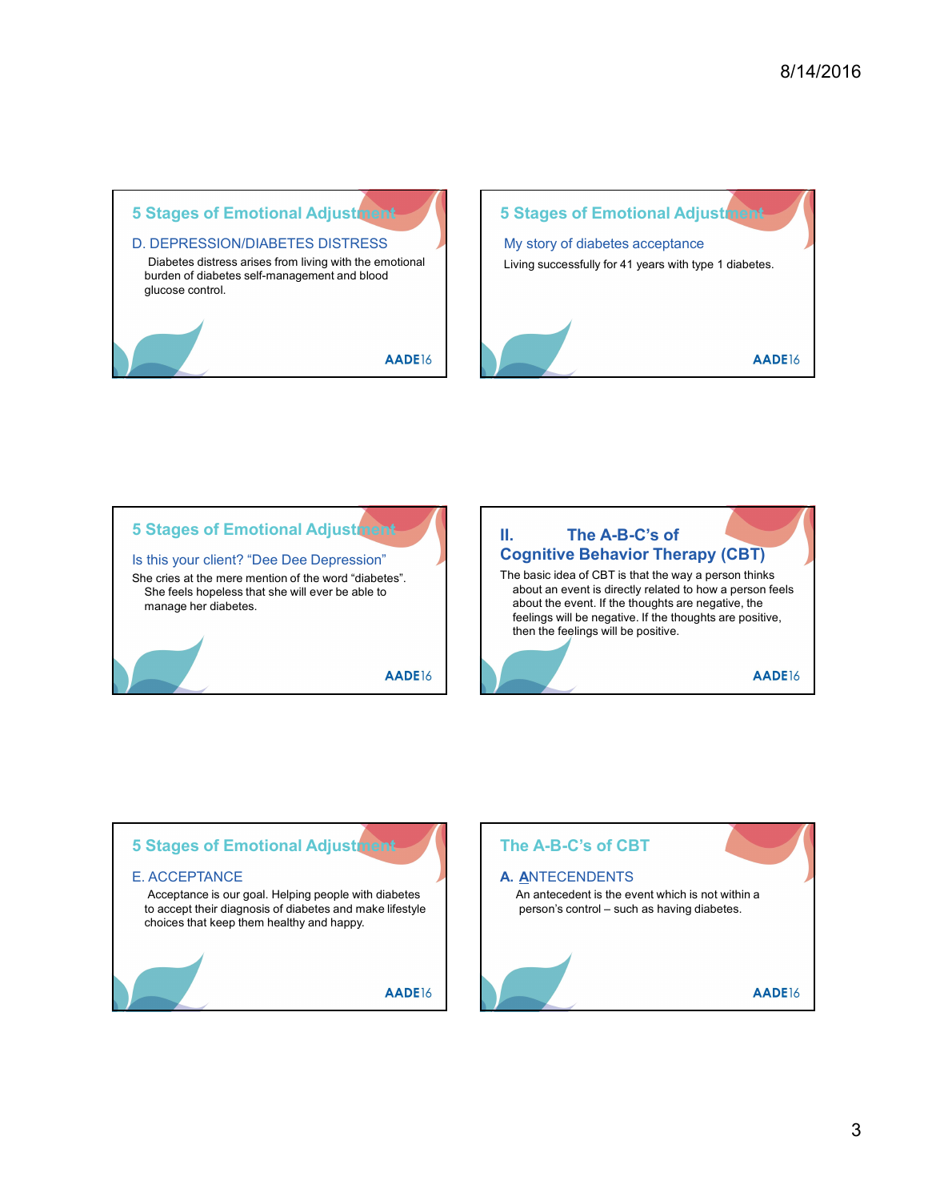## 5 Stages of Emotional Adjustment

### D. DEPRESSION/DIABETES DISTRESS

Diabetes distress arises from living with the emotional burden of diabetes self-management and blood glucose control.

AADE16

## 5 Stages of Emotional Adjustment

### My story of diabetes acceptance

Living successfully for 41 years with type 1 diabetes.

AADE16

## 5 Stages of Emotional Adjustment

### Is this your client? "Dee Dee Depression"

She cries at the mere mention of the word "diabetes". She feels hopeless that she will ever be able to manage her diabetes.

AADE16

## II. The A-B-C's of Cognitive Behavior Therapy (CBT)

The basic idea of CBT is that the way a person thinks about an event is directly related to how a person feels about the event. If the thoughts are negative, the feelings will be negative. If the thoughts are positive, then the feelings will be positive.

AADE16

## 5 Stages of Emotional Adjustment

### E. ACCEPTANCE

Acceptance is our goal. Helping people with diabetes to accept their diagnosis of diabetes and make lifestyle choices that keep them healthy and happy.

AADE16

## The A-B-C's of CBT

### A. ANTECENDENTS

An antecedent is the event which is not within a person's control – such as having diabetes.

AADE16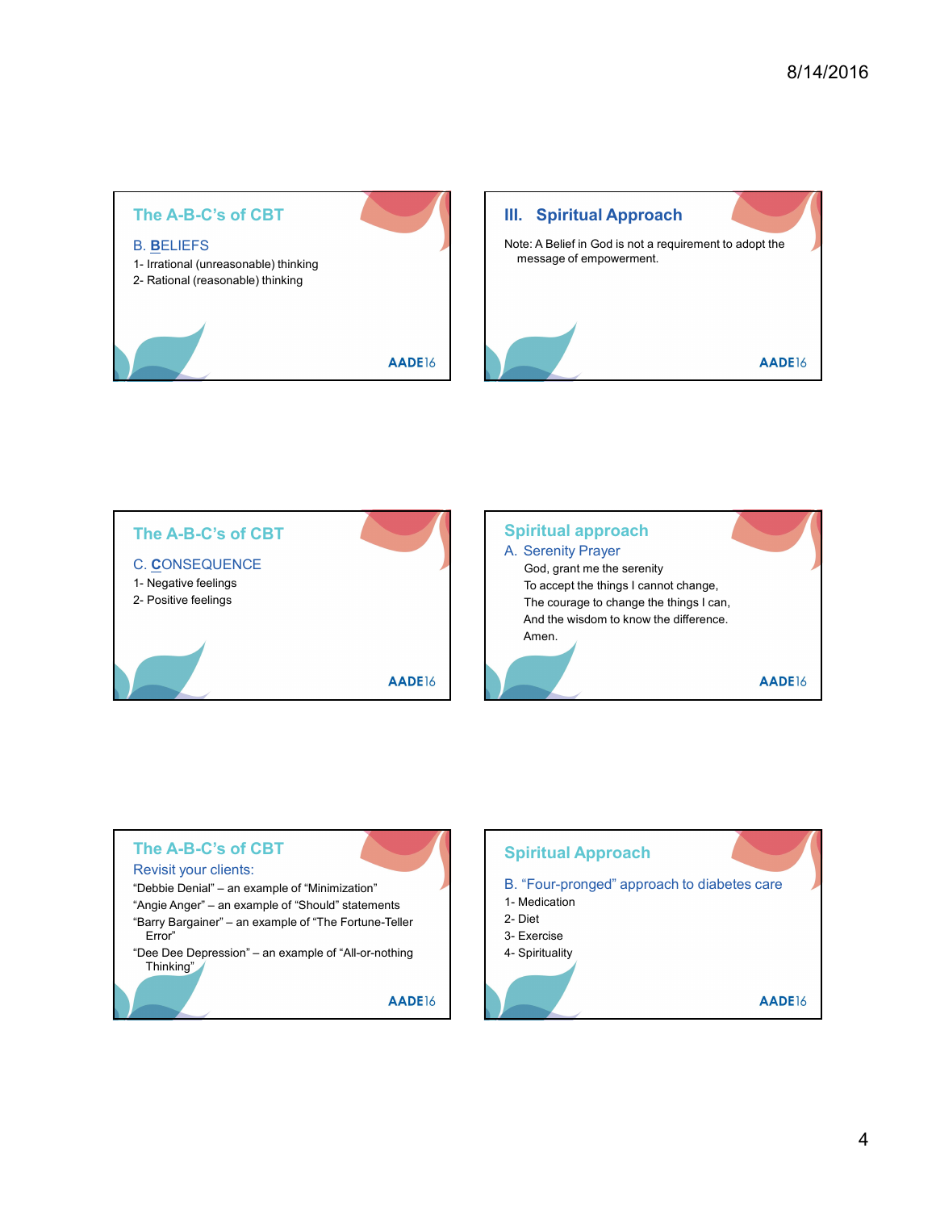## The A-B-C's of CBT

B. BELIEFS

1- Irrational (unreasonable) thinking
2- Rational (reasonable) thinking

AADE16

## III. Spiritual Approach

Note: A Belief in God is not a requirement to adopt the message of empowerment.

AADE16

## The A-B-C's of CBT

C. CONSEQUENCE

1- Negative feelings
2- Positive feelings

AADE16

## Spiritual approach

A. Serenity Prayer

God, grant me the serenity
To accept the things I cannot change,
The courage to change the things I can,
And the wisdom to know the difference.
Amen.

AADE16

## The A-B-C's of CBT

Revisit your clients:

"Debbie Denial" – an example of "Minimization"
"Angie Anger" – an example of "Should" statements
"Barry Bargainer" – an example of "The Fortune-Teller Error"
"Dee Dee Depression" – an example of "All-or-nothing Thinking"

AADE16

## Spiritual Approach

B. "Four-pronged" approach to diabetes care

1- Medication
2- Diet
3- Exercise
4- Spirituality

AADE16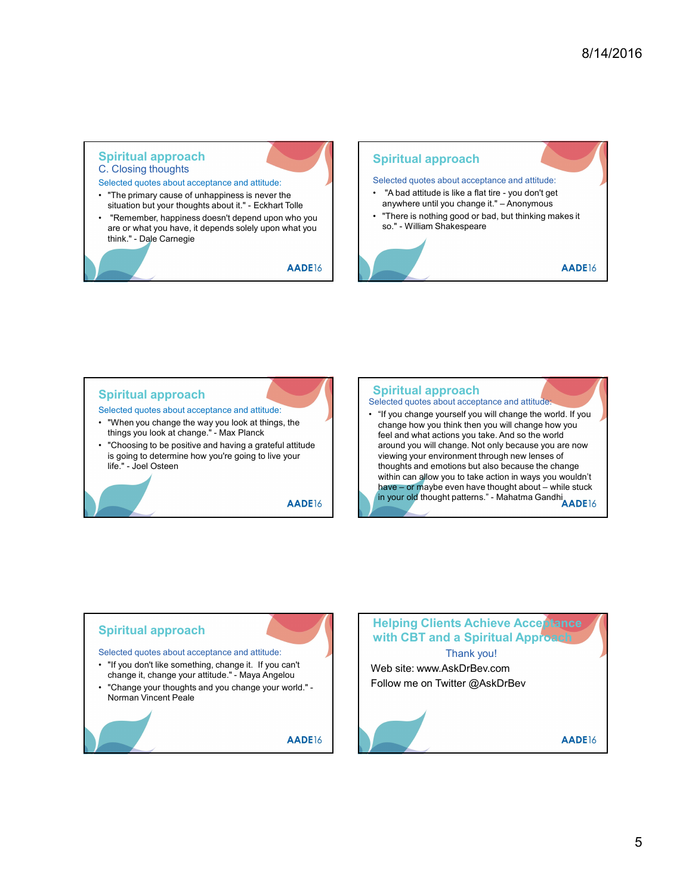## Spiritual approach

### C. Closing thoughts

Selected quotes about acceptance and attitude:

- "The primary cause of unhappiness is never the situation but your thoughts about it." - Eckhart Tolle
- "Remember, happiness doesn't depend upon who you are or what you have, it depends solely upon what you think." - Dale Carnegie

AADE16

## Spiritual approach

Selected quotes about acceptance and attitude:

- "A bad attitude is like a flat tire - you don't get anywhere until you change it." – Anonymous
- "There is nothing good or bad, but thinking makes it so." - William Shakespeare

AADE16

## Spiritual approach

Selected quotes about acceptance and attitude:

- "When you change the way you look at things, the things you look at change." - Max Planck
- "Choosing to be positive and having a grateful attitude is going to determine how you're going to live your life." - Joel Osteen

AADE16

## Spiritual approach

Selected quotes about acceptance and attitude:

- "If you change yourself you will change the world. If you change how you think then you will change how you feel and what actions you take. And so the world around you will change. Not only because you are now viewing your environment through new lenses of thoughts and emotions but also because the change within can allow you to take action in ways you wouldn't have – or maybe even have thought about – while stuck in your old thought patterns." - Mahatma Gandhi

AADE16

## Spiritual approach

Selected quotes about acceptance and attitude:

- "If you don't like something, change it. If you can't change it, change your attitude." - Maya Angelou
- "Change your thoughts and you change your world." - Norman Vincent Peale

AADE16

## Helping Clients Achieve Acceptance with CBT and a Spiritual Approach

Thank you!

Web site: www.AskDrBev.com

Follow me on Twitter @AskDrBev

AADE16